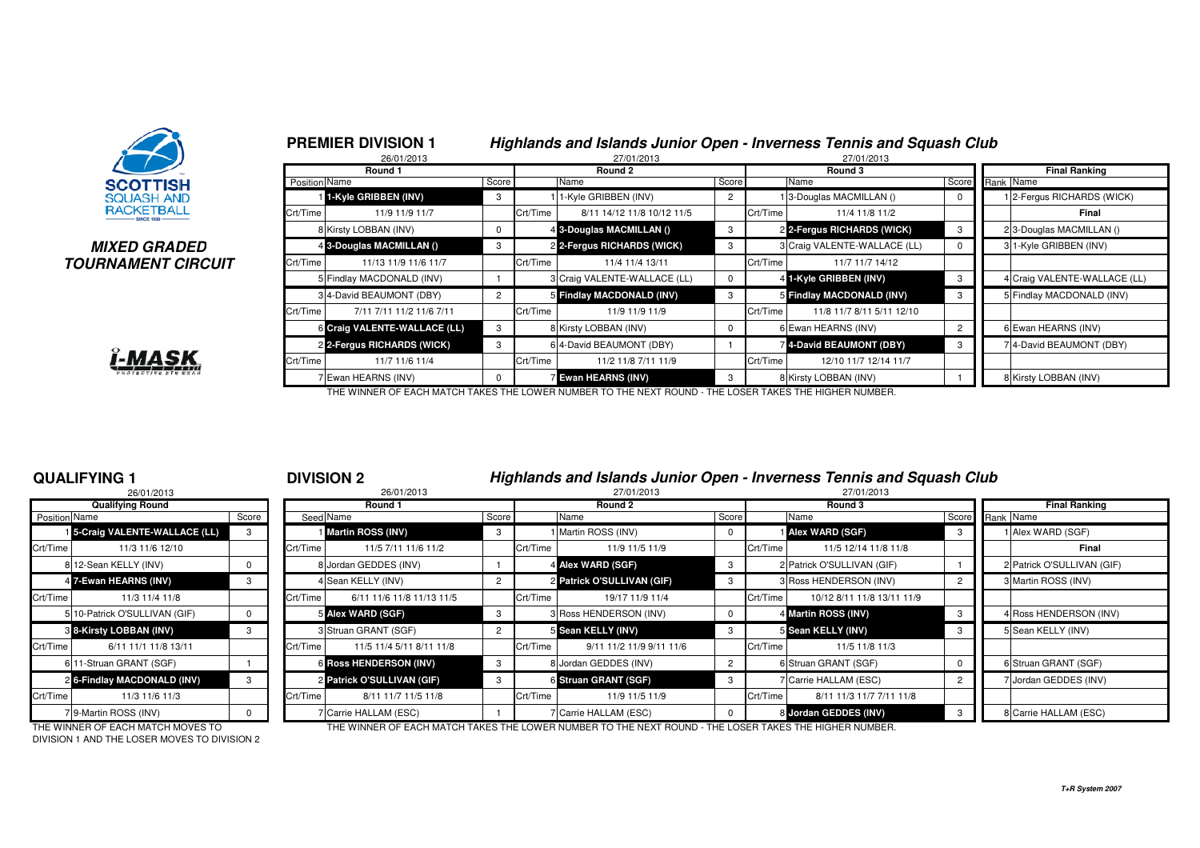## MIXED GRADED TOURNAMENT CIRCUIT

## PREMIER DIVISION 1

### Highlands and Islands Junior Open - Inverness Tennis and Squash Club

| Round 1 (26/01/2013) | | | Round 2 (27/01/2013) | | | | Round 3 (27/01/2013) | | | | Final Ranking | |
|---|---|---|---|---|---|---|---|---|---|---|---|---|
| Position | Name | Score | | Name | Score | | | Name | Score | | Rank | Name |
| 1 | **1-Kyle GRIBBEN (INV)** | 3 | 1 | 1-Kyle GRIBBEN (INV) | 2 | | 1 | 3-Douglas MACMILLAN () | 0 | | 1 | 2-Fergus RICHARDS (WICK) |
| Crt/Time | 11/9 11/9 11/7 | | Crt/Time | 8/11 14/12 11/8 10/12 11/5 | | | Crt/Time | 11/4 11/8 11/2 | | | | Final |
| 8 | Kirsty LOBBAN (INV) | 0 | 4 | **3-Douglas MACMILLAN ()** | 3 | | 2 | **2-Fergus RICHARDS (WICK)** | 3 | | 2 | 3-Douglas MACMILLAN () |
| 4 | **3-Douglas MACMILLAN ()** | 3 | 2 | **2-Fergus RICHARDS (WICK)** | 3 | | 3 | Craig VALENTE-WALLACE (LL) | 0 | | 3 | 1-Kyle GRIBBEN (INV) |
| Crt/Time | 11/13 11/9 11/6 11/7 | | Crt/Time | 11/4 11/4 13/11 | | | Crt/Time | 11/7 11/7 14/12 | | | | |
| 5 | Findlay MACDONALD (INV) | 1 | 3 | Craig VALENTE-WALLACE (LL) | 0 | | 4 | **1-Kyle GRIBBEN (INV)** | 3 | | 4 | Craig VALENTE-WALLACE (LL) |
| 3 | 4-David BEAUMONT (DBY) | 2 | 5 | **Findlay MACDONALD (INV)** | 3 | | 5 | **Findlay MACDONALD (INV)** | 3 | | 5 | Findlay MACDONALD (INV) |
| Crt/Time | 7/11 7/11 11/2 11/6 7/11 | | Crt/Time | 11/9 11/9 11/9 | | | Crt/Time | 11/8 11/7 8/11 5/11 12/10 | | | | |
| 6 | **Craig VALENTE-WALLACE (LL)** | 3 | 8 | Kirsty LOBBAN (INV) | 0 | | 6 | Ewan HEARNS (INV) | 2 | | 6 | Ewan HEARNS (INV) |
| 2 | **2-Fergus RICHARDS (WICK)** | 3 | 6 | 4-David BEAUMONT (DBY) | 1 | | 7 | **4-David BEAUMONT (DBY)** | 3 | | 7 | 4-David BEAUMONT (DBY) |
| Crt/Time | 11/7 11/6 11/4 | | Crt/Time | 11/2 11/8 7/11 11/9 | | | Crt/Time | 12/10 11/7 12/14 11/7 | | | | |
| 7 | Ewan HEARNS (INV) | 0 | 7 | **Ewan HEARNS (INV)** | 3 | | 8 | Kirsty LOBBAN (INV) | 1 | | 8 | Kirsty LOBBAN (INV) |

THE WINNER OF EACH MATCH TAKES THE LOWER NUMBER TO THE NEXT ROUND - THE LOSER TAKES THE HIGHER NUMBER.

## QUALIFYING 1

26/01/2013

| Qualifying Round | | |
|---|---|---|
| Position | Name | Score |
| 1 | **5-Craig VALENTE-WALLACE (LL)** | 3 |
| Crt/Time | 11/3 11/6 12/10 | |
| 8 | 12-Sean KELLY (INV) | 0 |
| 4 | **7-Ewan HEARNS (INV)** | 3 |
| Crt/Time | 11/3 11/4 11/8 | |
| 5 | 10-Patrick O'SULLIVAN (GIF) | 0 |
| 3 | **8-Kirsty LOBBAN (INV)** | 3 |
| Crt/Time | 6/11 11/1 11/8 13/11 | |
| 6 | 11-Struan GRANT (SGF) | 1 |
| 2 | **6-Findlay MACDONALD (INV)** | 3 |
| Crt/Time | 11/3 11/6 11/3 | |
| 7 | 9-Martin ROSS (INV) | 0 |

THE WINNER OF EACH MATCH MOVES TO DIVISION 1 AND THE LOSER MOVES TO DIVISION 2

## DIVISION 2

### Highlands and Islands Junior Open - Inverness Tennis and Squash Club

| Round 1 (26/01/2013) | | | Round 2 (27/01/2013) | | | | Round 3 (27/01/2013) | | | | Final Ranking | |
|---|---|---|---|---|---|---|---|---|---|---|---|---|
| Seed | Name | Score | | Name | Score | | | Name | Score | | Rank | Name |
| 1 | **Martin ROSS (INV)** | 3 | 1 | Martin ROSS (INV) | 0 | | 1 | **Alex WARD (SGF)** | 3 | | 1 | Alex WARD (SGF) |
| Crt/Time | 11/5 7/11 11/6 11/2 | | Crt/Time | 11/9 11/5 11/9 | | | Crt/Time | 11/5 12/14 11/8 11/8 | | | | Final |
| 8 | Jordan GEDDES (INV) | 1 | 4 | **Alex WARD (SGF)** | 3 | | 2 | Patrick O'SULLIVAN (GIF) | 1 | | 2 | Patrick O'SULLIVAN (GIF) |
| 4 | Sean KELLY (INV) | 2 | 2 | **Patrick O'SULLIVAN (GIF)** | 3 | | 3 | Ross HENDERSON (INV) | 2 | | 3 | Martin ROSS (INV) |
| Crt/Time | 6/11 11/6 11/8 11/13 11/5 | | Crt/Time | 19/17 11/9 11/4 | | | Crt/Time | 10/12 8/11 11/8 13/11 11/9 | | | | |
| 5 | **Alex WARD (SGF)** | 3 | 3 | Ross HENDERSON (INV) | 0 | | 4 | **Martin ROSS (INV)** | 3 | | 4 | Ross HENDERSON (INV) |
| 3 | Struan GRANT (SGF) | 2 | 5 | **Sean KELLY (INV)** | 3 | | 5 | **Sean KELLY (INV)** | 3 | | 5 | Sean KELLY (INV) |
| Crt/Time | 11/5 11/4 5/11 8/11 11/8 | | Crt/Time | 9/11 11/2 11/9 9/11 11/6 | | | Crt/Time | 11/5 11/8 11/3 | | | | |
| 6 | **Ross HENDERSON (INV)** | 3 | 8 | Jordan GEDDES (INV) | 2 | | 6 | Struan GRANT (SGF) | 0 | | 6 | Struan GRANT (SGF) |
| 2 | **Patrick O'SULLIVAN (GIF)** | 3 | 6 | **Struan GRANT (SGF)** | 3 | | 7 | Carrie HALLAM (ESC) | 2 | | 7 | Jordan GEDDES (INV) |
| Crt/Time | 8/11 11/7 11/5 11/8 | | Crt/Time | 11/9 11/5 11/9 | | | Crt/Time | 8/11 11/3 11/7 7/11 11/8 | | | | |
| 7 | Carrie HALLAM (ESC) | 1 | 7 | Carrie HALLAM (ESC) | 0 | | 8 | **Jordan GEDDES (INV)** | 3 | | 8 | Carrie HALLAM (ESC) |

THE WINNER OF EACH MATCH TAKES THE LOWER NUMBER TO THE NEXT ROUND - THE LOSER TAKES THE HIGHER NUMBER.

*T+R System 2007*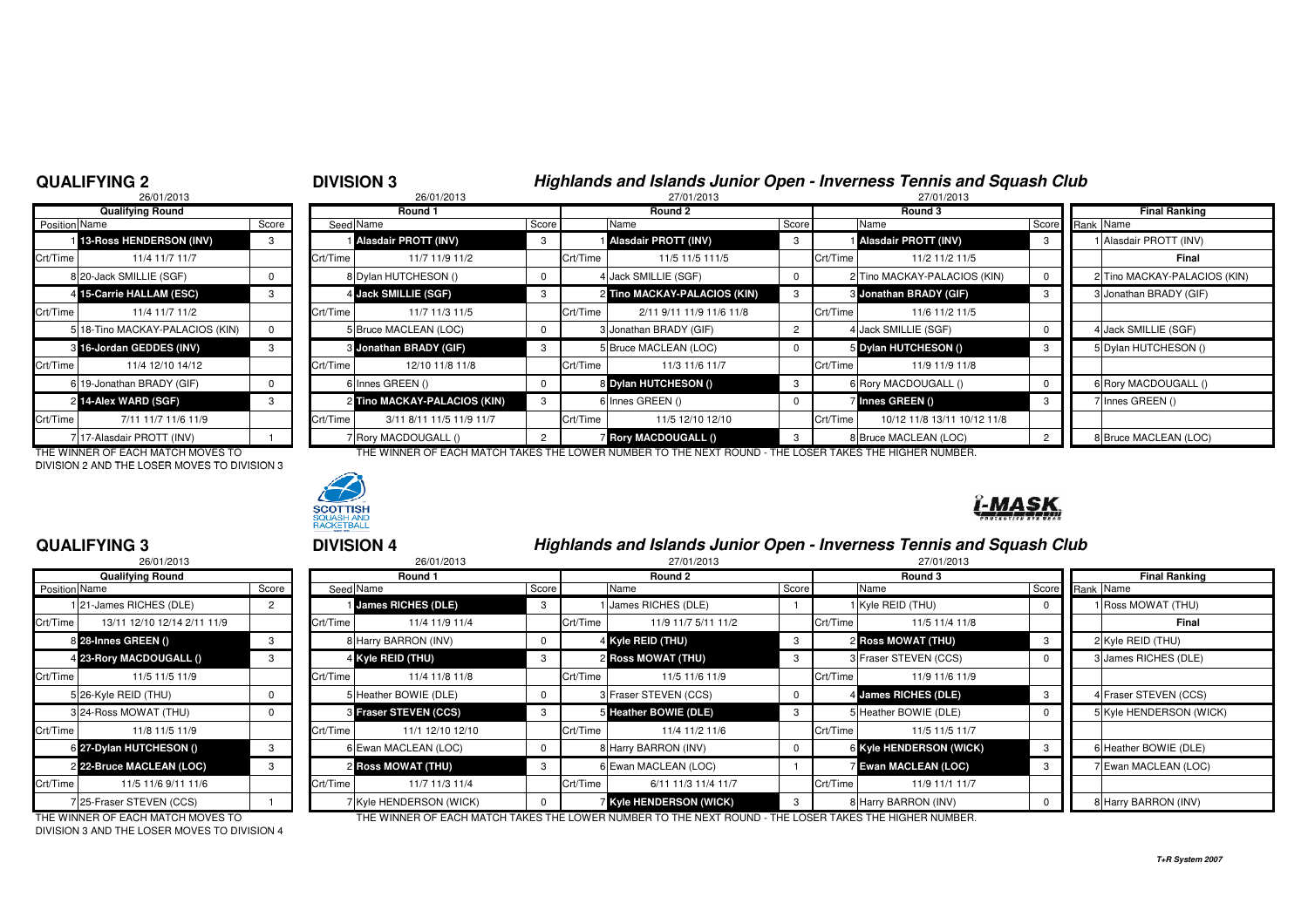## QUALIFYING 2

26/01/2013

| Position | Name | Score |
|---|---|---|
| | **Qualifying Round** | |
| 1 | **13-Ross HENDERSON (INV)** | 3 |
| Crt/Time | 11/4 11/7 11/7 | |
| 8 | 20-Jack SMILLIE (SGF) | 0 |
| 4 | **15-Carrie HALLAM (ESC)** | 3 |
| Crt/Time | 11/4 11/7 11/2 | |
| 5 | 18-Tino MACKAY-PALACIOS (KIN) | 0 |
| 3 | **16-Jordan GEDDES (INV)** | 3 |
| Crt/Time | 11/4 12/10 14/12 | |
| 6 | 19-Jonathan BRADY (GIF) | 0 |
| 2 | **14-Alex WARD (SGF)** | 3 |
| Crt/Time | 7/11 11/7 11/6 11/9 | |
| 7 | 17-Alasdair PROTT (INV) | 1 |

THE WINNER OF EACH MATCH MOVES TO DIVISION 2 AND THE LOSER MOVES TO DIVISION 3

## DIVISION 3

### Highlands and Islands Junior Open - Inverness Tennis and Squash Club

| Round 1 (26/01/2013) | | | Round 2 (27/01/2013) | | | Round 3 (27/01/2013) | | | Final Ranking | |
|---|---|---|---|---|---|---|---|---|---|---|
| Seed | Name | Score | | Name | Score | | Name | Score | Rank | Name |
| 1 | **Alasdair PROTT (INV)** | 3 | 1 | **Alasdair PROTT (INV)** | 3 | 1 | **Alasdair PROTT (INV)** | 3 | 1 | Alasdair PROTT (INV) |
| Crt/Time | 11/7 11/9 11/2 | | Crt/Time | 11/5 11/5 111/5 | | Crt/Time | 11/2 11/2 11/5 | | | **Final** |
| 8 | Dylan HUTCHESON () | 0 | 4 | Jack SMILLIE (SGF) | 0 | 2 | Tino MACKAY-PALACIOS (KIN) | 0 | 2 | Tino MACKAY-PALACIOS (KIN) |
| 4 | **Jack SMILLIE (SGF)** | 3 | 2 | **Tino MACKAY-PALACIOS (KIN)** | 3 | 3 | **Jonathan BRADY (GIF)** | 3 | 3 | Jonathan BRADY (GIF) |
| Crt/Time | 11/7 11/3 11/5 | | Crt/Time | 2/11 9/11 11/9 11/6 11/8 | | Crt/Time | 11/6 11/2 11/5 | | | |
| 5 | Bruce MACLEAN (LOC) | 0 | 3 | Jonathan BRADY (GIF) | 2 | 4 | Jack SMILLIE (SGF) | 0 | 4 | Jack SMILLIE (SGF) |
| 3 | **Jonathan BRADY (GIF)** | 3 | 5 | Bruce MACLEAN (LOC) | 0 | 5 | **Dylan HUTCHESON ()** | 3 | 5 | Dylan HUTCHESON () |
| Crt/Time | 12/10 11/8 11/8 | | Crt/Time | 11/3 11/6 11/7 | | Crt/Time | 11/9 11/9 11/8 | | | |
| 6 | Innes GREEN () | 0 | 8 | **Dylan HUTCHESON ()** | 3 | 6 | Rory MACDOUGALL () | 0 | 6 | Rory MACDOUGALL () |
| 2 | **Tino MACKAY-PALACIOS (KIN)** | 3 | 6 | Innes GREEN () | 0 | 7 | **Innes GREEN ()** | 3 | 7 | Innes GREEN () |
| Crt/Time | 3/11 8/11 11/5 11/9 11/7 | | Crt/Time | 11/5 12/10 12/10 | | Crt/Time | 10/12 11/8 13/11 10/12 11/8 | | | |
| 7 | Rory MACDOUGALL () | 2 | 7 | **Rory MACDOUGALL ()** | 3 | 8 | Bruce MACLEAN (LOC) | 2 | 8 | Bruce MACLEAN (LOC) |

THE WINNER OF EACH MATCH TAKES THE LOWER NUMBER TO THE NEXT ROUND - THE LOSER TAKES THE HIGHER NUMBER.

## QUALIFYING 3

26/01/2013

| Position | Name | Score |
|---|---|---|
| | **Qualifying Round** | |
| 1 | 21-James RICHES (DLE) | 2 |
| Crt/Time | 13/11 12/10 12/14 2/11 11/9 | |
| 8 | **28-Innes GREEN ()** | 3 |
| 4 | **23-Rory MACDOUGALL ()** | 3 |
| Crt/Time | 11/5 11/5 11/9 | |
| 5 | 26-Kyle REID (THU) | 0 |
| 3 | 24-Ross MOWAT (THU) | 0 |
| Crt/Time | 11/8 11/5 11/9 | |
| 6 | **27-Dylan HUTCHESON ()** | 3 |
| 2 | **22-Bruce MACLEAN (LOC)** | 3 |
| Crt/Time | 11/5 11/6 9/11 11/6 | |
| 7 | 25-Fraser STEVEN (CCS) | 1 |

THE WINNER OF EACH MATCH MOVES TO DIVISION 3 AND THE LOSER MOVES TO DIVISION 4

## DIVISION 4

### Highlands and Islands Junior Open - Inverness Tennis and Squash Club

| Round 1 (26/01/2013) | | | Round 2 (27/01/2013) | | | Round 3 (27/01/2013) | | | Final Ranking | |
|---|---|---|---|---|---|---|---|---|---|---|
| Seed | Name | Score | | Name | Score | | Name | Score | Rank | Name |
| 1 | **James RICHES (DLE)** | 3 | 1 | James RICHES (DLE) | 1 | 1 | Kyle REID (THU) | 0 | 1 | Ross MOWAT (THU) |
| Crt/Time | 11/4 11/9 11/4 | | Crt/Time | 11/9 11/7 5/11 11/2 | | Crt/Time | 11/5 11/4 11/8 | | | **Final** |
| 8 | Harry BARRON (INV) | 0 | 4 | **Kyle REID (THU)** | 3 | 2 | **Ross MOWAT (THU)** | 3 | 2 | Kyle REID (THU) |
| 4 | **Kyle REID (THU)** | 3 | 2 | **Ross MOWAT (THU)** | 3 | 3 | Fraser STEVEN (CCS) | 0 | 3 | James RICHES (DLE) |
| Crt/Time | 11/4 11/8 11/8 | | Crt/Time | 11/5 11/6 11/9 | | Crt/Time | 11/9 11/6 11/9 | | | |
| 5 | Heather BOWIE (DLE) | 0 | 3 | Fraser STEVEN (CCS) | 0 | 4 | **James RICHES (DLE)** | 3 | 4 | Fraser STEVEN (CCS) |
| 3 | **Fraser STEVEN (CCS)** | 3 | 5 | **Heather BOWIE (DLE)** | 3 | 5 | Heather BOWIE (DLE) | 0 | 5 | Kyle HENDERSON (WICK) |
| Crt/Time | 11/1 12/10 12/10 | | Crt/Time | 11/4 11/2 11/6 | | Crt/Time | 11/5 11/5 11/7 | | | |
| 6 | Ewan MACLEAN (LOC) | 0 | 8 | Harry BARRON (INV) | 0 | 6 | **Kyle HENDERSON (WICK)** | 3 | 6 | Heather BOWIE (DLE) |
| 2 | **Ross MOWAT (THU)** | 3 | 6 | Ewan MACLEAN (LOC) | 1 | 7 | **Ewan MACLEAN (LOC)** | 3 | 7 | Ewan MACLEAN (LOC) |
| Crt/Time | 11/7 11/3 11/4 | | Crt/Time | 6/11 11/3 11/4 11/7 | | Crt/Time | 11/9 11/1 11/7 | | | |
| 7 | Kyle HENDERSON (WICK) | 0 | 7 | **Kyle HENDERSON (WICK)** | 3 | 8 | Harry BARRON (INV) | 0 | 8 | Harry BARRON (INV) |

THE WINNER OF EACH MATCH TAKES THE LOWER NUMBER TO THE NEXT ROUND - THE LOSER TAKES THE HIGHER NUMBER.

T+R System 2007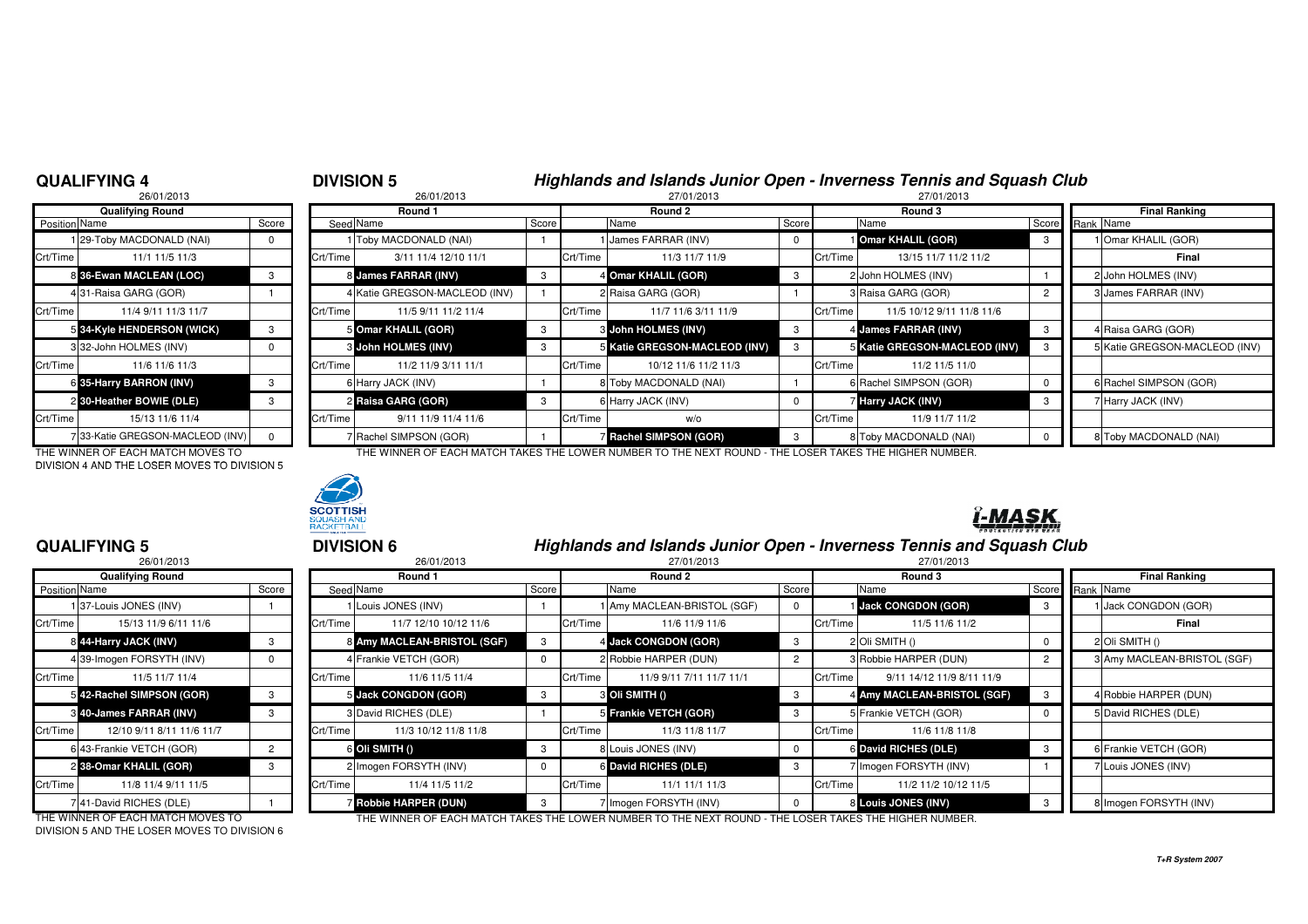# QUALIFYING 4

26/01/2013

| Position | Name | Score |
|---|---|---|
| | **Qualifying Round** | |
| 1 | 29-Toby MACDONALD (NAI) | 0 |
| Crt/Time | 11/1 11/5 11/3 | |
| 8 | **36-Ewan MACLEAN (LOC)** | 3 |
| 4 | 31-Raisa GARG (GOR) | 1 |
| Crt/Time | 11/4 9/11 11/3 11/7 | |
| 5 | **34-Kyle HENDERSON (WICK)** | 3 |
| 3 | 32-John HOLMES (INV) | 0 |
| Crt/Time | 11/6 11/6 11/3 | |
| 6 | **35-Harry BARRON (INV)** | 3 |
| 2 | **30-Heather BOWIE (DLE)** | 3 |
| Crt/Time | 15/13 11/6 11/4 | |
| 7 | 33-Katie GREGSON-MACLEOD (INV) | 0 |

THE WINNER OF EACH MATCH MOVES TO DIVISION 4 AND THE LOSER MOVES TO DIVISION 5

# DIVISION 5

## Highlands and Islands Junior Open - Inverness Tennis and Squash Club

| Round 1 (26/01/2013) | | Score | Round 2 (27/01/2013) | | Score | Round 3 (27/01/2013) | | Score |
|---|---|---|---|---|---|---|---|---|
| Seed | Name | | | Name | | | Name | |
| 1 | Toby MACDONALD (NAI) | 1 | 1 | James FARRAR (INV) | 0 | 1 | **Omar KHALIL (GOR)** | 3 |
| Crt/Time | 3/11 11/4 12/10 11/1 | | Crt/Time | 11/3 11/7 11/9 | | Crt/Time | 13/15 11/7 11/2 11/2 | |
| 8 | **James FARRAR (INV)** | 3 | 4 | **Omar KHALIL (GOR)** | 3 | 2 | John HOLMES (INV) | 1 |
| 4 | Katie GREGSON-MACLEOD (INV) | 1 | 2 | Raisa GARG (GOR) | 1 | 3 | Raisa GARG (GOR) | 2 |
| Crt/Time | 11/5 9/11 11/2 11/4 | | Crt/Time | 11/7 11/6 3/11 11/9 | | Crt/Time | 11/5 10/12 9/11 11/8 11/6 | |
| 5 | **Omar KHALIL (GOR)** | 3 | 3 | **John HOLMES (INV)** | 3 | 4 | **James FARRAR (INV)** | 3 |
| 3 | **John HOLMES (INV)** | 3 | 5 | **Katie GREGSON-MACLEOD (INV)** | 3 | 5 | **Katie GREGSON-MACLEOD (INV)** | 3 |
| Crt/Time | 11/2 11/9 3/11 11/1 | | Crt/Time | 10/12 11/6 11/2 11/3 | | Crt/Time | 11/2 11/5 11/0 | |
| 6 | Harry JACK (INV) | 1 | 8 | Toby MACDONALD (NAI) | 1 | 6 | Rachel SIMPSON (GOR) | 0 |
| 2 | **Raisa GARG (GOR)** | 3 | 6 | Harry JACK (INV) | 0 | 7 | **Harry JACK (INV)** | 3 |
| Crt/Time | 9/11 11/9 11/4 11/6 | | Crt/Time | w/o | | Crt/Time | 11/9 11/7 11/2 | |
| 7 | Rachel SIMPSON (GOR) | 1 | 7 | **Rachel SIMPSON (GOR)** | 3 | 8 | Toby MACDONALD (NAI) | 0 |

THE WINNER OF EACH MATCH TAKES THE LOWER NUMBER TO THE NEXT ROUND - THE LOSER TAKES THE HIGHER NUMBER.

| Rank | Final Ranking |
|---|---|
| 1 | Omar KHALIL (GOR) |
| | **Final** |
| 2 | John HOLMES (INV) |
| 3 | James FARRAR (INV) |
| 4 | Raisa GARG (GOR) |
| 5 | Katie GREGSON-MACLEOD (INV) |
| 6 | Rachel SIMPSON (GOR) |
| 7 | Harry JACK (INV) |
| 8 | Toby MACDONALD (NAI) |

# QUALIFYING 5

26/01/2013

| Position | Name | Score |
|---|---|---|
| | **Qualifying Round** | |
| 1 | 37-Louis JONES (INV) | 1 |
| Crt/Time | 15/13 11/9 6/11 11/6 | |
| 8 | **44-Harry JACK (INV)** | 3 |
| 4 | 39-Imogen FORSYTH (INV) | 0 |
| Crt/Time | 11/5 11/7 11/4 | |
| 5 | **42-Rachel SIMPSON (GOR)** | 3 |
| 3 | **40-James FARRAR (INV)** | 3 |
| Crt/Time | 12/10 9/11 8/11 11/6 11/7 | |
| 6 | 43-Frankie VETCH (GOR) | 2 |
| 2 | **38-Omar KHALIL (GOR)** | 3 |
| Crt/Time | 11/8 11/4 9/11 11/5 | |
| 7 | 41-David RICHES (DLE) | 1 |

THE WINNER OF EACH MATCH MOVES TO DIVISION 5 AND THE LOSER MOVES TO DIVISION 6

# DIVISION 6

## Highlands and Islands Junior Open - Inverness Tennis and Squash Club

| Round 1 (26/01/2013) | | Score | Round 2 (27/01/2013) | | Score | Round 3 (27/01/2013) | | Score |
|---|---|---|---|---|---|---|---|---|
| Seed | Name | | | Name | | | Name | |
| 1 | Louis JONES (INV) | 1 | 1 | Amy MACLEAN-BRISTOL (SGF) | 0 | 1 | **Jack CONGDON (GOR)** | 3 |
| Crt/Time | 11/7 12/10 10/12 11/6 | | Crt/Time | 11/6 11/9 11/6 | | Crt/Time | 11/5 11/6 11/2 | |
| 8 | **Amy MACLEAN-BRISTOL (SGF)** | 3 | 4 | **Jack CONGDON (GOR)** | 3 | 2 | Oli SMITH () | 0 |
| 4 | Frankie VETCH (GOR) | 0 | 2 | Robbie HARPER (DUN) | 2 | 3 | Robbie HARPER (DUN) | 2 |
| Crt/Time | 11/6 11/5 11/4 | | Crt/Time | 11/9 9/11 7/11 11/7 11/1 | | Crt/Time | 9/11 14/12 11/9 8/11 11/9 | |
| 5 | **Jack CONGDON (GOR)** | 3 | 3 | **Oli SMITH ()** | 3 | 4 | **Amy MACLEAN-BRISTOL (SGF)** | 3 |
| 3 | David RICHES (DLE) | 1 | 5 | **Frankie VETCH (GOR)** | 3 | 5 | Frankie VETCH (GOR) | 0 |
| Crt/Time | 11/3 10/12 11/8 11/8 | | Crt/Time | 11/3 11/8 11/7 | | Crt/Time | 11/6 11/8 11/8 | |
| 6 | **Oli SMITH ()** | 3 | 8 | Louis JONES (INV) | 0 | 6 | **David RICHES (DLE)** | 3 |
| 2 | Imogen FORSYTH (INV) | 0 | 6 | **David RICHES (DLE)** | 3 | 7 | Imogen FORSYTH (INV) | 1 |
| Crt/Time | 11/4 11/5 11/2 | | Crt/Time | 11/1 11/1 11/3 | | Crt/Time | 11/2 11/2 10/12 11/5 | |
| 7 | **Robbie HARPER (DUN)** | 3 | 7 | Imogen FORSYTH (INV) | 0 | 8 | **Louis JONES (INV)** | 3 |

THE WINNER OF EACH MATCH TAKES THE LOWER NUMBER TO THE NEXT ROUND - THE LOSER TAKES THE HIGHER NUMBER.

| Rank | Final Ranking |
|---|---|
| 1 | Jack CONGDON (GOR) |
| | **Final** |
| 2 | Oli SMITH () |
| 3 | Amy MACLEAN-BRISTOL (SGF) |
| 4 | Robbie HARPER (DUN) |
| 5 | David RICHES (DLE) |
| 6 | Frankie VETCH (GOR) |
| 7 | Louis JONES (INV) |
| 8 | Imogen FORSYTH (INV) |

*T+R System 2007*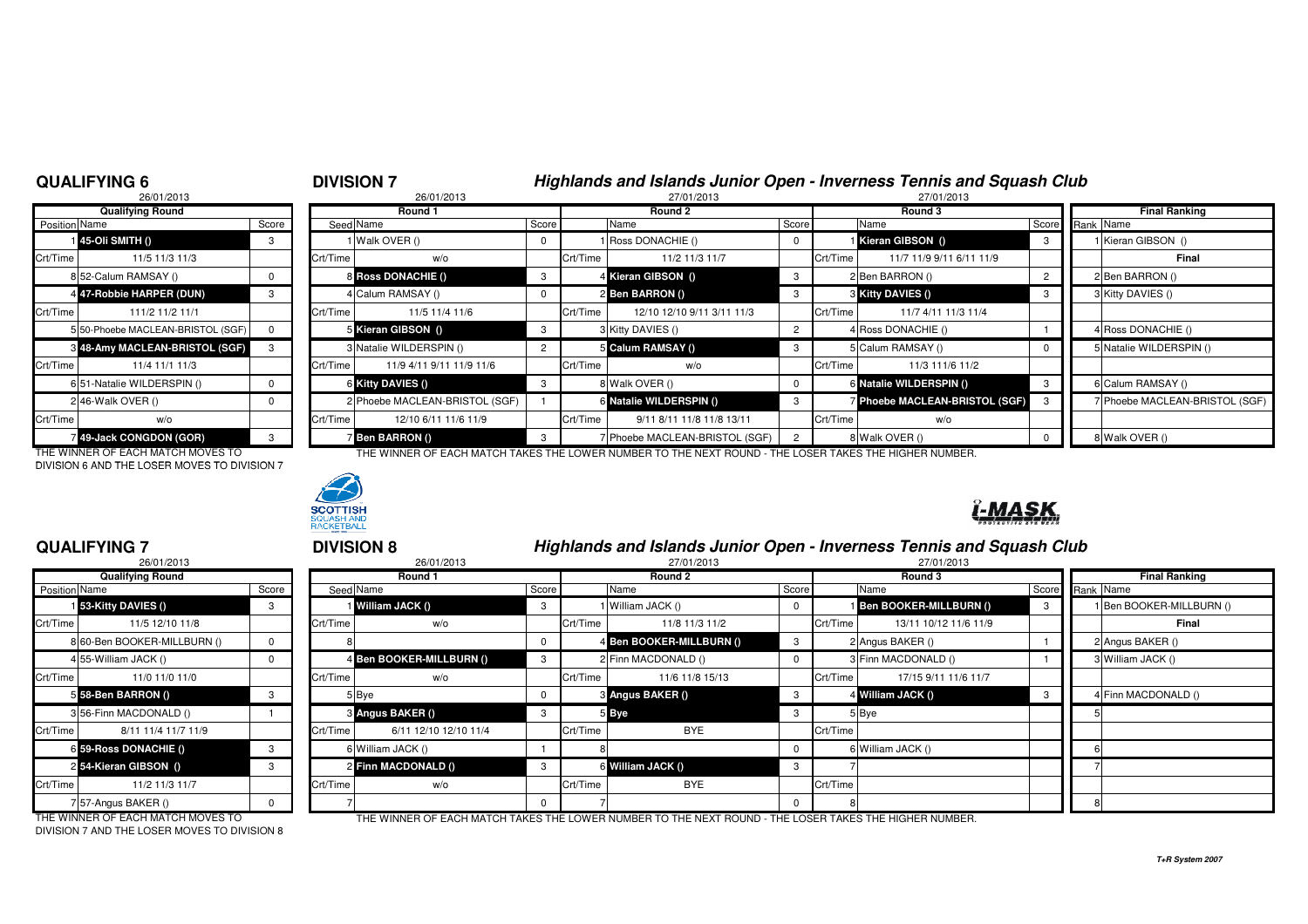## QUALIFYING 6

26/01/2013

| Qualifying Round | | Score |
|---|---|---|
| Position | Name | |
| 1 | **45-Oli SMITH ()** | 3 |
| Crt/Time | 11/5 11/3 11/3 | |
| 8 | 52-Calum RAMSAY () | 0 |
| 4 | **47-Robbie HARPER (DUN)** | 3 |
| Crt/Time | 111/2 11/2 11/1 | |
| 5 | 50-Phoebe MACLEAN-BRISTOL (SGF) | 0 |
| 3 | **48-Amy MACLEAN-BRISTOL (SGF)** | 3 |
| Crt/Time | 11/4 11/1 11/3 | |
| 6 | 51-Natalie WILDERSPIN () | 0 |
| 2 | 46-Walk OVER () | 0 |
| Crt/Time | w/o | |
| 7 | **49-Jack CONGDON (GOR)** | 3 |

THE WINNER OF EACH MATCH MOVES TO DIVISION 6 AND THE LOSER MOVES TO DIVISION 7

## DIVISION 7

### Highlands and Islands Junior Open - Inverness Tennis and Squash Club

| Round 1 (26/01/2013) | | Score | Round 2 (27/01/2013) | | Score | Round 3 (27/01/2013) | | Score | Final Ranking | |
|---|---|---|---|---|---|---|---|---|---|---|
| Seed | Name | | | Name | | | Name | | Rank | Name |
| 1 | Walk OVER () | 0 | 1 | Ross DONACHIE () | 0 | 1 | **Kieran GIBSON ()** | 3 | 1 | Kieran GIBSON () |
| Crt/Time | w/o | | Crt/Time | 11/2 11/3 11/7 | | Crt/Time | 11/7 11/9 9/11 6/11 11/9 | | | **Final** |
| 8 | **Ross DONACHIE ()** | 3 | 4 | **Kieran GIBSON ()** | 3 | 2 | Ben BARRON () | 2 | 2 | Ben BARRON () |
| 4 | Calum RAMSAY () | 0 | 2 | **Ben BARRON ()** | 3 | 3 | **Kitty DAVIES ()** | 3 | 3 | Kitty DAVIES () |
| Crt/Time | 11/5 11/4 11/6 | | Crt/Time | 12/10 12/10 9/11 3/11 11/3 | | Crt/Time | 11/7 4/11 11/3 11/4 | | | |
| 5 | **Kieran GIBSON ()** | 3 | 3 | Kitty DAVIES () | 2 | 4 | Ross DONACHIE () | 1 | 4 | Ross DONACHIE () |
| 3 | Natalie WILDERSPIN () | 2 | 5 | **Calum RAMSAY ()** | 3 | 5 | Calum RAMSAY () | 0 | 5 | Natalie WILDERSPIN () |
| Crt/Time | 11/9 4/11 9/11 11/9 11/6 | | Crt/Time | w/o | | Crt/Time | 11/3 111/6 11/2 | | | |
| 6 | **Kitty DAVIES ()** | 3 | 8 | Walk OVER () | 0 | 6 | **Natalie WILDERSPIN ()** | 3 | 6 | Calum RAMSAY () |
| 2 | Phoebe MACLEAN-BRISTOL (SGF) | 1 | 6 | **Natalie WILDERSPIN ()** | 3 | 7 | **Phoebe MACLEAN-BRISTOL (SGF)** | 3 | 7 | Phoebe MACLEAN-BRISTOL (SGF) |
| Crt/Time | 12/10 6/11 11/6 11/9 | | Crt/Time | 9/11 8/11 11/8 11/8 13/11 | | Crt/Time | w/o | | | |
| 7 | **Ben BARRON ()** | 3 | 7 | Phoebe MACLEAN-BRISTOL (SGF) | 2 | 8 | Walk OVER () | 0 | 8 | Walk OVER () |

THE WINNER OF EACH MATCH TAKES THE LOWER NUMBER TO THE NEXT ROUND - THE LOSER TAKES THE HIGHER NUMBER.

## QUALIFYING 7

26/01/2013

| Qualifying Round | | Score |
|---|---|---|
| Position | Name | |
| 1 | **53-Kitty DAVIES ()** | 3 |
| Crt/Time | 11/5 12/10 11/8 | |
| 8 | 60-Ben BOOKER-MILLBURN () | 0 |
| 4 | 55-William JACK () | 0 |
| Crt/Time | 11/0 11/0 11/0 | |
| 5 | **58-Ben BARRON ()** | 3 |
| 3 | 56-Finn MACDONALD () | 1 |
| Crt/Time | 8/11 11/4 11/7 11/9 | |
| 6 | **59-Ross DONACHIE ()** | 3 |
| 2 | **54-Kieran GIBSON ()** | 3 |
| Crt/Time | 11/2 11/3 11/7 | |
| 7 | 57-Angus BAKER () | 0 |

THE WINNER OF EACH MATCH MOVES TO DIVISION 7 AND THE LOSER MOVES TO DIVISION 8

## DIVISION 8

### Highlands and Islands Junior Open - Inverness Tennis and Squash Club

| Round 1 (26/01/2013) | | Score | Round 2 (27/01/2013) | | Score | Round 3 (27/01/2013) | | Score | Final Ranking | |
|---|---|---|---|---|---|---|---|---|---|---|
| Seed | Name | | | Name | | | Name | | Rank | Name |
| 1 | **William JACK ()** | 3 | 1 | William JACK () | 0 | 1 | **Ben BOOKER-MILLBURN ()** | 3 | 1 | Ben BOOKER-MILLBURN () |
| Crt/Time | w/o | | Crt/Time | 11/8 11/3 11/2 | | Crt/Time | 13/11 10/12 11/6 11/9 | | | **Final** |
| 8 | | 0 | 4 | **Ben BOOKER-MILLBURN ()** | 3 | 2 | Angus BAKER () | 1 | 2 | Angus BAKER () |
| 4 | **Ben BOOKER-MILLBURN ()** | 3 | 2 | Finn MACDONALD () | 0 | 3 | Finn MACDONALD () | 1 | 3 | William JACK () |
| Crt/Time | w/o | | Crt/Time | 11/6 11/8 15/13 | | Crt/Time | 17/15 9/11 11/6 11/7 | | | |
| 5 | Bye | 0 | 3 | **Angus BAKER ()** | 3 | 4 | **William JACK ()** | 3 | 4 | Finn MACDONALD () |
| 3 | **Angus BAKER ()** | 3 | 5 | **Bye** | 3 | 5 | Bye | | 5 | |
| Crt/Time | 6/11 12/10 12/10 11/4 | | Crt/Time | BYE | | Crt/Time | | | | |
| 6 | William JACK () | 1 | 8 | | 0 | 6 | William JACK () | | 6 | |
| 2 | **Finn MACDONALD ()** | 3 | 6 | **William JACK ()** | 3 | 7 | | | 7 | |
| Crt/Time | w/o | | Crt/Time | BYE | | Crt/Time | | | | |
| 7 | | 0 | 7 | | 0 | 8 | | | 8 | |

THE WINNER OF EACH MATCH TAKES THE LOWER NUMBER TO THE NEXT ROUND - THE LOSER TAKES THE HIGHER NUMBER.

T+R System 2007